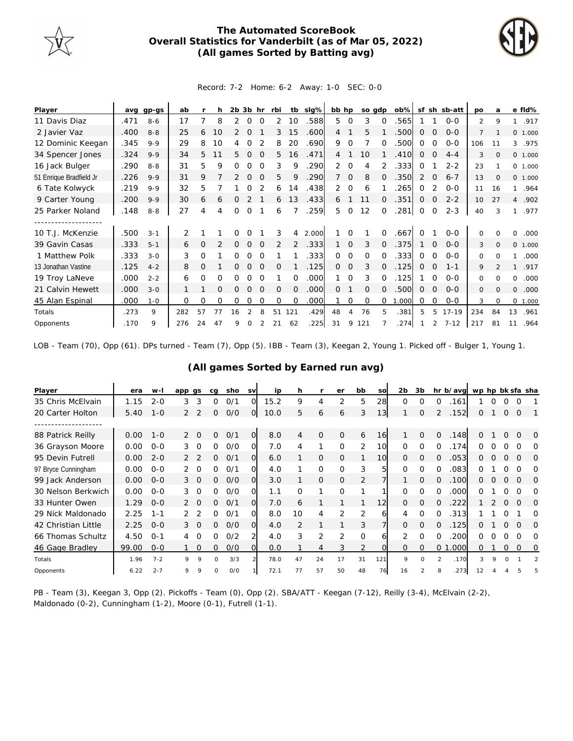# The Automated ScoreBook
## Overall Statistics for Vanderbilt (as of Mar 05, 2022)
### (All games Sorted by Batting avg)

Record: 7-2 Home: 6-2 Away: 1-0 SEC: 0-0

| Player | avg | gp-gs | ab | r | h | 2b | 3b | hr | rbi | tb | slg% | bb | hp | so | gdp | ob% | sf | sh | sb-att | po | a | e | fld% |
|---|---|---|---|---|---|---|---|---|---|---|---|---|---|---|---|---|---|---|---|---|---|---|---|
| 11 Davis Diaz | .471 | 8-6 | 17 | 7 | 8 | 2 | 0 | 0 | 2 | 10 | .588 | 5 | 0 | 3 | 0 | .565 | 1 | 1 | 0-0 | 2 | 9 | 1 | .917 |
| 2 Javier Vaz | .400 | 8-8 | 25 | 6 | 10 | 2 | 0 | 1 | 3 | 15 | .600 | 4 | 1 | 5 | 1 | .500 | 0 | 0 | 0-0 | 7 | 1 | 0 | 1.000 |
| 12 Dominic Keegan | .345 | 9-9 | 29 | 8 | 10 | 4 | 0 | 2 | 8 | 20 | .690 | 9 | 0 | 7 | 0 | .500 | 0 | 0 | 0-0 | 106 | 11 | 3 | .975 |
| 34 Spencer Jones | .324 | 9-9 | 34 | 5 | 11 | 5 | 0 | 0 | 5 | 16 | .471 | 4 | 1 | 10 | 1 | .410 | 0 | 0 | 4-4 | 3 | 0 | 0 | 1.000 |
| 16 Jack Bulger | .290 | 8-8 | 31 | 5 | 9 | 0 | 0 | 0 | 3 | 9 | .290 | 2 | 0 | 4 | 2 | .333 | 0 | 1 | 2-2 | 23 | 1 | 0 | 1.000 |
| 51 Enrique Bradfield Jr | .226 | 9-9 | 31 | 9 | 7 | 2 | 0 | 0 | 5 | 9 | .290 | 7 | 0 | 8 | 0 | .350 | 2 | 0 | 6-7 | 13 | 0 | 0 | 1.000 |
| 6 Tate Kolwyck | .219 | 9-9 | 32 | 5 | 7 | 1 | 0 | 2 | 6 | 14 | .438 | 2 | 0 | 6 | 1 | .265 | 0 | 2 | 0-0 | 11 | 16 | 1 | .964 |
| 9 Carter Young | .200 | 9-9 | 30 | 6 | 6 | 0 | 2 | 1 | 6 | 13 | .433 | 6 | 1 | 11 | 0 | .351 | 0 | 0 | 2-2 | 10 | 27 | 4 | .902 |
| 25 Parker Noland | .148 | 8-8 | 27 | 4 | 4 | 0 | 0 | 1 | 6 | 7 | .259 | 5 | 0 | 12 | 0 | .281 | 0 | 0 | 2-3 | 40 | 3 | 1 | .977 |
| 10 T.J. McKenzie | .500 | 3-1 | 2 | 1 | 1 | 0 | 0 | 1 | 3 | 4 | 2.000 | 1 | 0 | 1 | 0 | .667 | 0 | 1 | 0-0 | 0 | 0 | 0 | .000 |
| 39 Gavin Casas | .333 | 5-1 | 6 | 0 | 2 | 0 | 0 | 0 | 2 | 2 | .333 | 1 | 0 | 3 | 0 | .375 | 1 | 0 | 0-0 | 3 | 0 | 0 | 1.000 |
| 1 Matthew Polk | .333 | 3-0 | 3 | 0 | 1 | 0 | 0 | 0 | 1 | 1 | .333 | 0 | 0 | 0 | 0 | .333 | 0 | 0 | 0-0 | 0 | 0 | 1 | .000 |
| 13 Jonathan Vastine | .125 | 4-2 | 8 | 0 | 1 | 0 | 0 | 0 | 0 | 1 | .125 | 0 | 0 | 3 | 0 | .125 | 0 | 0 | 1-1 | 9 | 2 | 1 | .917 |
| 19 Troy LaNeve | .000 | 2-2 | 6 | 0 | 0 | 0 | 0 | 0 | 1 | 0 | .000 | 1 | 0 | 3 | 0 | .125 | 1 | 0 | 0-0 | 0 | 0 | 0 | .000 |
| 21 Calvin Hewett | .000 | 3-0 | 1 | 1 | 0 | 0 | 0 | 0 | 0 | 0 | .000 | 0 | 1 | 0 | 0 | .500 | 0 | 0 | 0-0 | 0 | 0 | 0 | .000 |
| 45 Alan Espinal | .000 | 1-0 | 0 | 0 | 0 | 0 | 0 | 0 | 0 | 0 | .000 | 1 | 0 | 0 | 0 | 1.000 | 0 | 0 | 0-0 | 3 | 0 | 0 | 1.000 |
| Totals | .273 | 9 | 282 | 57 | 77 | 16 | 2 | 8 | 51 | 121 | .429 | 48 | 4 | 76 | 5 | .381 | 5 | 5 | 17-19 | 234 | 84 | 13 | .961 |
| Opponents | .170 | 9 | 276 | 24 | 47 | 9 | 0 | 2 | 21 | 62 | .225 | 31 | 9 | 121 | 7 | .274 | 1 | 2 | 7-12 | 217 | 81 | 11 | .964 |

LOB - Team (70), Opp (61). DPs turned - Team (7), Opp (5). IBB - Team (3), Keegan 2, Young 1. Picked off - Bulger 1, Young 1.

### (All games Sorted by Earned run avg)

| Player | era | w-l | app | gs | cg | sho | sv | ip | h | r | er | bb | so | 2b | 3b | hr | b/avg | wp | hp | bk | sfa | sha |
|---|---|---|---|---|---|---|---|---|---|---|---|---|---|---|---|---|---|---|---|---|---|---|
| 35 Chris McElvain | 1.15 | 2-0 | 3 | 3 | 0 | 0/1 | 0 | 15.2 | 9 | 4 | 2 | 5 | 28 | 0 | 0 | 0 | .161 | 1 | 0 | 0 | 0 | 1 |
| 20 Carter Holton | 5.40 | 1-0 | 2 | 2 | 0 | 0/0 | 0 | 10.0 | 5 | 6 | 6 | 3 | 13 | 1 | 0 | 2 | .152 | 0 | 1 | 0 | 0 | 1 |
| 88 Patrick Reilly | 0.00 | 1-0 | 2 | 0 | 0 | 0/1 | 0 | 8.0 | 4 | 0 | 0 | 6 | 16 | 1 | 0 | 0 | .148 | 0 | 1 | 0 | 0 | 0 |
| 36 Grayson Moore | 0.00 | 0-0 | 3 | 0 | 0 | 0/0 | 0 | 7.0 | 4 | 1 | 0 | 2 | 10 | 0 | 0 | 0 | .174 | 0 | 0 | 0 | 0 | 0 |
| 95 Devin Futrell | 0.00 | 2-0 | 2 | 2 | 0 | 0/1 | 0 | 6.0 | 1 | 0 | 0 | 1 | 10 | 0 | 0 | 0 | .053 | 0 | 0 | 0 | 0 | 0 |
| 97 Bryce Cunningham | 0.00 | 0-0 | 2 | 0 | 0 | 0/1 | 0 | 4.0 | 1 | 0 | 0 | 3 | 5 | 0 | 0 | 0 | .083 | 0 | 1 | 0 | 0 | 0 |
| 99 Jack Anderson | 0.00 | 0-0 | 3 | 0 | 0 | 0/0 | 0 | 3.0 | 1 | 0 | 0 | 2 | 7 | 1 | 0 | 0 | .100 | 0 | 0 | 0 | 0 | 0 |
| 30 Nelson Berkwich | 0.00 | 0-0 | 3 | 0 | 0 | 0/0 | 0 | 1.1 | 0 | 1 | 0 | 1 | 1 | 0 | 0 | 0 | .000 | 0 | 1 | 0 | 0 | 0 |
| 33 Hunter Owen | 1.29 | 0-0 | 2 | 0 | 0 | 0/1 | 0 | 7.0 | 6 | 1 | 1 | 1 | 12 | 0 | 0 | 0 | .222 | 1 | 2 | 0 | 0 | 0 |
| 29 Nick Maldonado | 2.25 | 1-1 | 2 | 2 | 0 | 0/1 | 0 | 8.0 | 10 | 4 | 2 | 2 | 6 | 4 | 0 | 0 | .313 | 1 | 1 | 0 | 1 | 0 |
| 42 Christian Little | 2.25 | 0-0 | 3 | 0 | 0 | 0/0 | 0 | 4.0 | 2 | 1 | 1 | 3 | 7 | 0 | 0 | 0 | .125 | 0 | 1 | 0 | 0 | 0 |
| 66 Thomas Schultz | 4.50 | 0-1 | 4 | 0 | 0 | 0/2 | 2 | 4.0 | 3 | 2 | 2 | 0 | 6 | 2 | 0 | 0 | .200 | 0 | 0 | 0 | 0 | 0 |
| 46 Gage Bradley | 99.00 | 0-0 | 1 | 0 | 0 | 0/0 | 0 | 0.0 | 1 | 4 | 3 | 2 | 0 | 0 | 0 | 0 | 1.000 | 0 | 1 | 0 | 0 | 0 |
| Totals | 1.96 | 7-2 | 9 | 9 | 0 | 3/3 | 2 | 78.0 | 47 | 24 | 17 | 31 | 121 | 9 | 0 | 2 | .170 | 3 | 9 | 0 | 1 | 2 |
| Opponents | 6.22 | 2-7 | 9 | 9 | 0 | 0/0 | 1 | 72.1 | 77 | 57 | 50 | 48 | 76 | 16 | 2 | 8 | .273 | 12 | 4 | 4 | 5 | 5 |

PB - Team (3), Keegan 3, Opp (2). Pickoffs - Team (0), Opp (2). SBA/ATT - Keegan (7-12), Reilly (3-4), McElvain (2-2), Maldonado (0-2), Cunningham (1-2), Moore (0-1), Futrell (1-1).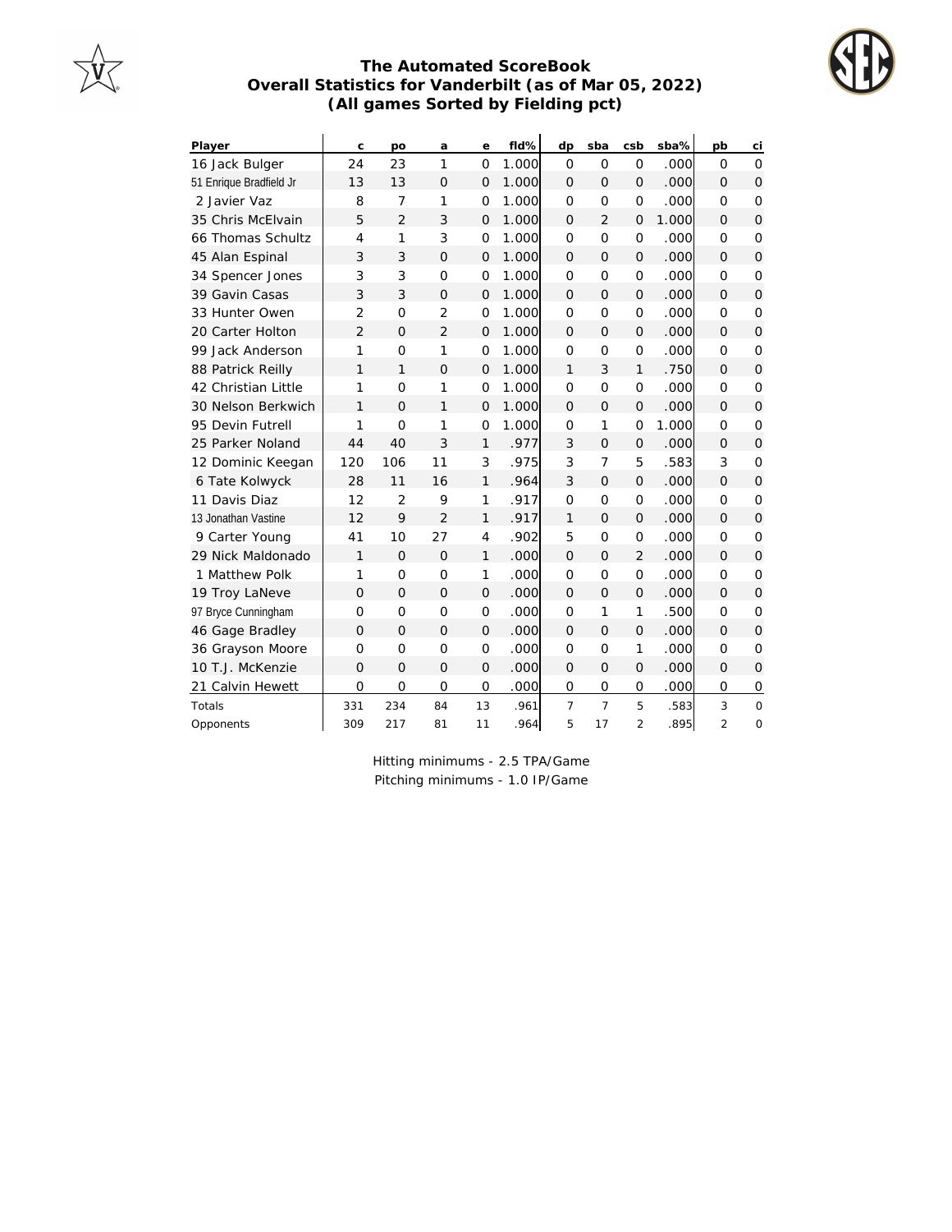# The Automated ScoreBook
## Overall Statistics for Vanderbilt (as of Mar 05, 2022)
## (All games Sorted by Fielding pct)

| Player | c | po | a | e | fld% | dp | sba | csb | sba% | pb | ci |
|---|---|---|---|---|---|---|---|---|---|---|---|
| 16 Jack Bulger | 24 | 23 | 1 | 0 | 1.000 | 0 | 0 | 0 | .000 | 0 | 0 |
| 51 Enrique Bradfield Jr | 13 | 13 | 0 | 0 | 1.000 | 0 | 0 | 0 | .000 | 0 | 0 |
| 2 Javier Vaz | 8 | 7 | 1 | 0 | 1.000 | 0 | 0 | 0 | .000 | 0 | 0 |
| 35 Chris McElvain | 5 | 2 | 3 | 0 | 1.000 | 0 | 2 | 0 | 1.000 | 0 | 0 |
| 66 Thomas Schultz | 4 | 1 | 3 | 0 | 1.000 | 0 | 0 | 0 | .000 | 0 | 0 |
| 45 Alan Espinal | 3 | 3 | 0 | 0 | 1.000 | 0 | 0 | 0 | .000 | 0 | 0 |
| 34 Spencer Jones | 3 | 3 | 0 | 0 | 1.000 | 0 | 0 | 0 | .000 | 0 | 0 |
| 39 Gavin Casas | 3 | 3 | 0 | 0 | 1.000 | 0 | 0 | 0 | .000 | 0 | 0 |
| 33 Hunter Owen | 2 | 0 | 2 | 0 | 1.000 | 0 | 0 | 0 | .000 | 0 | 0 |
| 20 Carter Holton | 2 | 0 | 2 | 0 | 1.000 | 0 | 0 | 0 | .000 | 0 | 0 |
| 99 Jack Anderson | 1 | 0 | 1 | 0 | 1.000 | 0 | 0 | 0 | .000 | 0 | 0 |
| 88 Patrick Reilly | 1 | 1 | 0 | 0 | 1.000 | 1 | 3 | 1 | .750 | 0 | 0 |
| 42 Christian Little | 1 | 0 | 1 | 0 | 1.000 | 0 | 0 | 0 | .000 | 0 | 0 |
| 30 Nelson Berkwich | 1 | 0 | 1 | 0 | 1.000 | 0 | 0 | 0 | .000 | 0 | 0 |
| 95 Devin Futrell | 1 | 0 | 1 | 0 | 1.000 | 0 | 1 | 0 | 1.000 | 0 | 0 |
| 25 Parker Noland | 44 | 40 | 3 | 1 | .977 | 3 | 0 | 0 | .000 | 0 | 0 |
| 12 Dominic Keegan | 120 | 106 | 11 | 3 | .975 | 3 | 7 | 5 | .583 | 3 | 0 |
| 6 Tate Kolwyck | 28 | 11 | 16 | 1 | .964 | 3 | 0 | 0 | .000 | 0 | 0 |
| 11 Davis Diaz | 12 | 2 | 9 | 1 | .917 | 0 | 0 | 0 | .000 | 0 | 0 |
| 13 Jonathan Vastine | 12 | 9 | 2 | 1 | .917 | 1 | 0 | 0 | .000 | 0 | 0 |
| 9 Carter Young | 41 | 10 | 27 | 4 | .902 | 5 | 0 | 0 | .000 | 0 | 0 |
| 29 Nick Maldonado | 1 | 0 | 0 | 1 | .000 | 0 | 0 | 2 | .000 | 0 | 0 |
| 1 Matthew Polk | 1 | 0 | 0 | 1 | .000 | 0 | 0 | 0 | .000 | 0 | 0 |
| 19 Troy LaNeve | 0 | 0 | 0 | 0 | .000 | 0 | 0 | 0 | .000 | 0 | 0 |
| 97 Bryce Cunningham | 0 | 0 | 0 | 0 | .000 | 0 | 1 | 1 | .500 | 0 | 0 |
| 46 Gage Bradley | 0 | 0 | 0 | 0 | .000 | 0 | 0 | 0 | .000 | 0 | 0 |
| 36 Grayson Moore | 0 | 0 | 0 | 0 | .000 | 0 | 0 | 1 | .000 | 0 | 0 |
| 10 T.J. McKenzie | 0 | 0 | 0 | 0 | .000 | 0 | 0 | 0 | .000 | 0 | 0 |
| 21 Calvin Hewett | 0 | 0 | 0 | 0 | .000 | 0 | 0 | 0 | .000 | 0 | 0 |
| Totals | 331 | 234 | 84 | 13 | .961 | 7 | 7 | 5 | .583 | 3 | 0 |
| Opponents | 309 | 217 | 81 | 11 | .964 | 5 | 17 | 2 | .895 | 2 | 0 |

Hitting minimums - 2.5 TPA/Game
Pitching minimums - 1.0 IP/Game